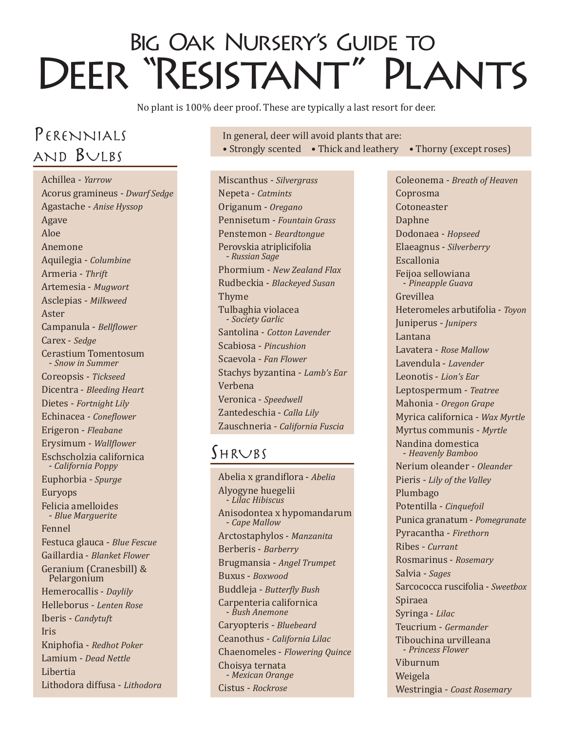# Big Oak Nursery's Guide to
# Deer "Resistant" Plants

No plant is 100% deer proof. These are typically a last resort for deer.

In general, deer will avoid plants that are:

- Strongly scented
- Thick and leathery
- Thorny (except roses)

## Perennials and Bulbs

- Achillea - *Yarrow*
- Acorus gramineus - *Dwarf Sedge*
- Agastache - *Anise Hyssop*
- Agave
- Aloe
- Anemone
- Aquilegia - *Columbine*
- Armeria - *Thrift*
- Artemesia - *Mugwort*
- Asclepias - *Milkweed*
- Aster
- Campanula - *Bellflower*
- Carex - *Sedge*
- Cerastium Tomentosum - *Snow in Summer*
- Coreopsis - *Tickseed*
- Dicentra - *Bleeding Heart*
- Dietes - *Fortnight Lily*
- Echinacea - *Coneflower*
- Erigeron - *Fleabane*
- Erysimum - *Wallflower*
- Eschscholzia californica - *California Poppy*
- Euphorbia - *Spurge*
- Euryops
- Felicia amelloides - *Blue Marguerite*
- Fennel
- Festuca glauca - *Blue Fescue*
- Gaillardia - *Blanket Flower*
- Geranium (Cranesbill) & Pelargonium
- Hemerocallis - *Daylily*
- Helleborus - *Lenten Rose*
- Iberis - *Candytuft*
- Iris
- Kniphofia - *Redhot Poker*
- Lamium - *Dead Nettle*
- Libertia
- Lithodora diffusa - *Lithodora*
- Miscanthus - *Silvergrass*
- Nepeta - *Catmints*
- Origanum - *Oregano*
- Pennisetum - *Fountain Grass*
- Penstemon - *Beardtongue*
- Perovskia atriplicifolia - *Russian Sage*
- Phormium - *New Zealand Flax*
- Rudbeckia - *Blackeyed Susan*
- Thyme
- Tulbaghia violacea - *Society Garlic*
- Santolina - *Cotton Lavender*
- Scabiosa - *Pincushion*
- Scaevola - *Fan Flower*
- Stachys byzantina - *Lamb's Ear*
- Verbena
- Veronica - *Speedwell*
- Zantedeschia - *Calla Lily*
- Zauschneria - *California Fuscia*

## Shrubs

- Abelia x grandiflora - *Abelia*
- Alyogyne huegelii - *Lilac Hibiscus*
- Anisodontea x hypomandarum - *Cape Mallow*
- Arctostaphylos - *Manzanita*
- Berberis - *Barberry*
- Brugmansia - *Angel Trumpet*
- Buxus - *Boxwood*
- Buddleja - *Butterfly Bush*
- Carpenteria californica - *Bush Anemone*
- Caryopteris - *Bluebeard*
- Ceanothus - *California Lilac*
- Chaenomeles - *Flowering Quince*
- Choisya ternata - *Mexican Orange*
- Cistus - *Rockrose*
- Coleonema - *Breath of Heaven*
- Coprosma
- Cotoneaster
- Daphne
- Dodonaea - *Hopseed*
- Elaeagnus - *Silverberry*
- Escallonia
- Feijoa sellowiana - *Pineapple Guava*
- Grevillea
- Heteromeles arbutifolia - *Toyon*
- Juniperus - *Junipers*
- Lantana
- Lavatera - *Rose Mallow*
- Lavendula - *Lavender*
- Leonotis - *Lion's Ear*
- Leptospermum - *Teatree*
- Mahonia - *Oregon Grape*
- Myrica californica - *Wax Myrtle*
- Myrtus communis - *Myrtle*
- Nandina domestica - *Heavenly Bamboo*
- Nerium oleander - *Oleander*
- Pieris - *Lily of the Valley*
- Plumbago
- Potentilla - *Cinquefoil*
- Punica granatum - *Pomegranate*
- Pyracantha - *Firethorn*
- Ribes - *Currant*
- Rosmarinus - *Rosemary*
- Salvia - *Sages*
- Sarcococca ruscifolia - *Sweetbox*
- Spiraea
- Syringa - *Lilac*
- Teucrium - *Germander*
- Tibouchina urvilleana - *Princess Flower*
- Viburnum
- Weigela
- Westringia - *Coast Rosemary*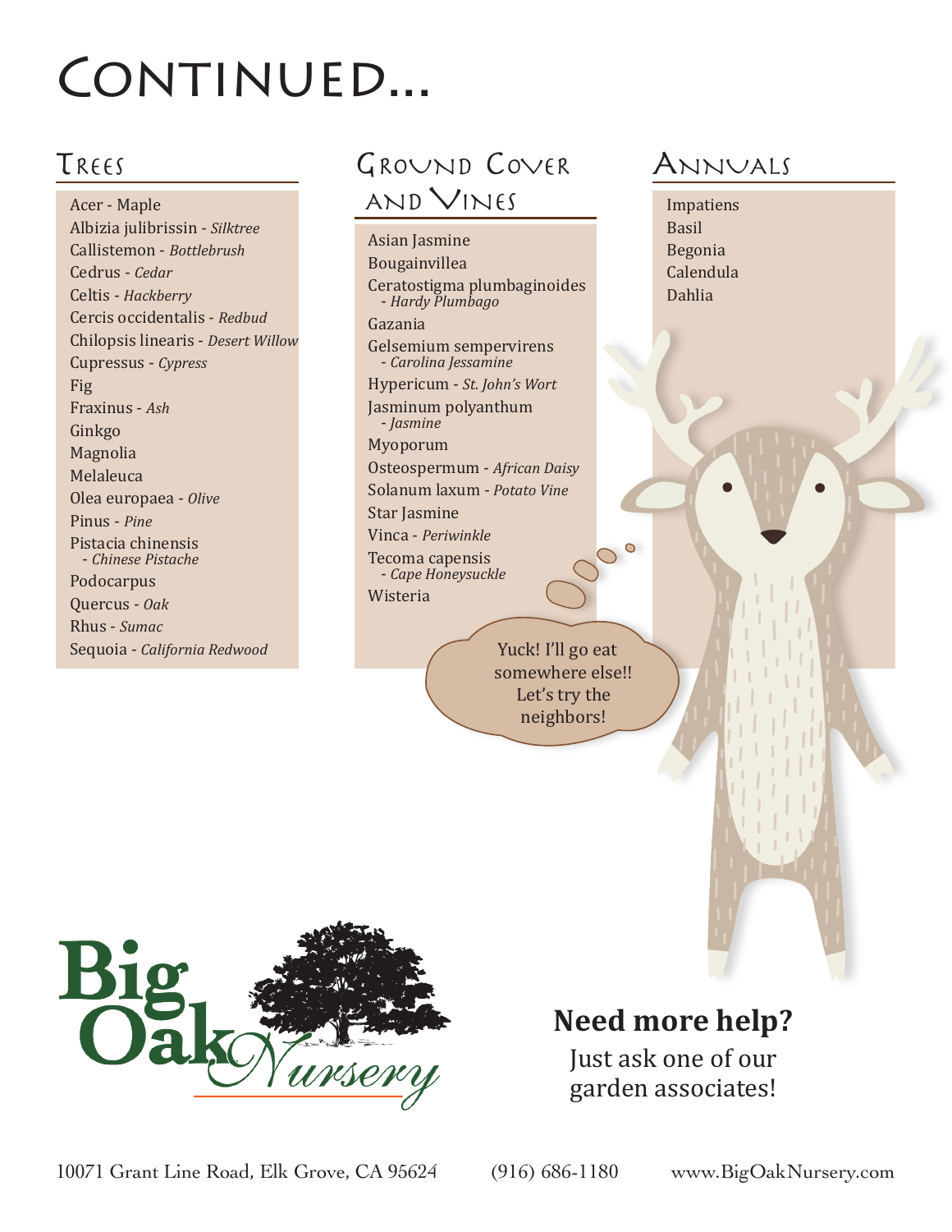# Continued...

## Trees

- Acer - Maple
- Albizia julibrissin - *Silktree*
- Callistemon - *Bottlebrush*
- Cedrus - *Cedar*
- Celtis - *Hackberry*
- Cercis occidentalis - *Redbud*
- Chilopsis linearis - *Desert Willow*
- Cupressus - *Cypress*
- Fig
- Fraxinus - *Ash*
- Ginkgo
- Magnolia
- Melaleuca
- Olea europaea - *Olive*
- Pinus - *Pine*
- Pistacia chinensis - *Chinese Pistache*
- Podocarpus
- Quercus - *Oak*
- Rhus - *Sumac*
- Sequoia - *California Redwood*

## Ground Cover and Vines

- Asian Jasmine
- Bougainvillea
- Ceratostigma plumbaginoides - *Hardy Plumbago*
- Gazania
- Gelsemium sempervirens - *Carolina Jessamine*
- Hypericum - *St. John's Wort*
- Jasminum polyanthum - *Jasmine*
- Myoporum
- Osteospermum - *African Daisy*
- Solanum laxum - *Potato Vine*
- Star Jasmine
- Vinca - *Periwinkle*
- Tecoma capensis - *Cape Honeysuckle*
- Wisteria

## Annuals

- Impatiens
- Basil
- Begonia
- Calendula
- Dahlia

Yuck! I'll go eat somewhere else!! Let's try the neighbors!

Big Oak Nursery

**Need more help?**

Just ask one of our garden associates!

10071 Grant Line Road, Elk Grove, CA 95624 (916) 686-1180 www.BigOakNursery.com